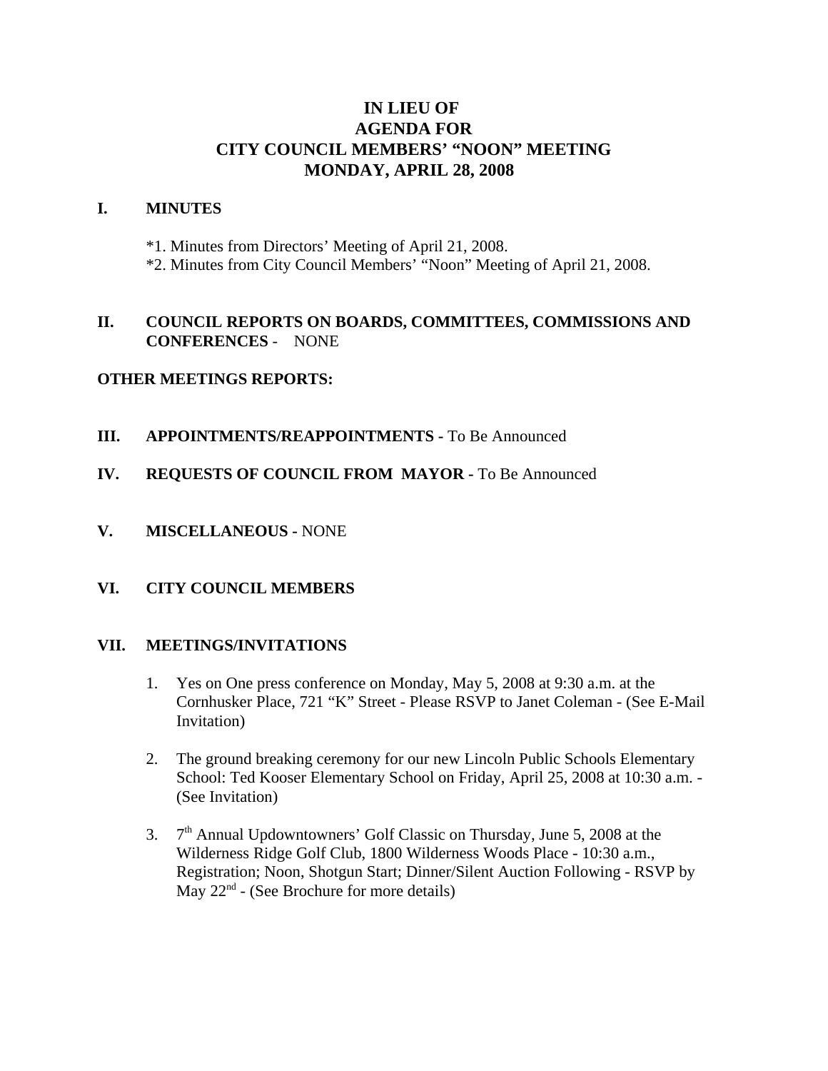# IN LIEU OF
# AGENDA FOR
# CITY COUNCIL MEMBERS' "NOON" MEETING
# MONDAY, APRIL 28, 2008

## I. MINUTES

*1. Minutes from Directors' Meeting of April 21, 2008.
*2. Minutes from City Council Members' "Noon" Meeting of April 21, 2008.

## II. COUNCIL REPORTS ON BOARDS, COMMITTEES, COMMISSIONS AND CONFERENCES - NONE

**OTHER MEETINGS REPORTS:**

## III. APPOINTMENTS/REAPPOINTMENTS - To Be Announced

## IV. REQUESTS OF COUNCIL FROM MAYOR - To Be Announced

## V. MISCELLANEOUS - NONE

## VI. CITY COUNCIL MEMBERS

## VII. MEETINGS/INVITATIONS

1. Yes on One press conference on Monday, May 5, 2008 at 9:30 a.m. at the Cornhusker Place, 721 "K" Street - Please RSVP to Janet Coleman - (See E-Mail Invitation)

2. The ground breaking ceremony for our new Lincoln Public Schools Elementary School: Ted Kooser Elementary School on Friday, April 25, 2008 at 10:30 a.m. - (See Invitation)

3. 7th Annual Updowntowners' Golf Classic on Thursday, June 5, 2008 at the Wilderness Ridge Golf Club, 1800 Wilderness Woods Place - 10:30 a.m., Registration; Noon, Shotgun Start; Dinner/Silent Auction Following - RSVP by May 22nd - (See Brochure for more details)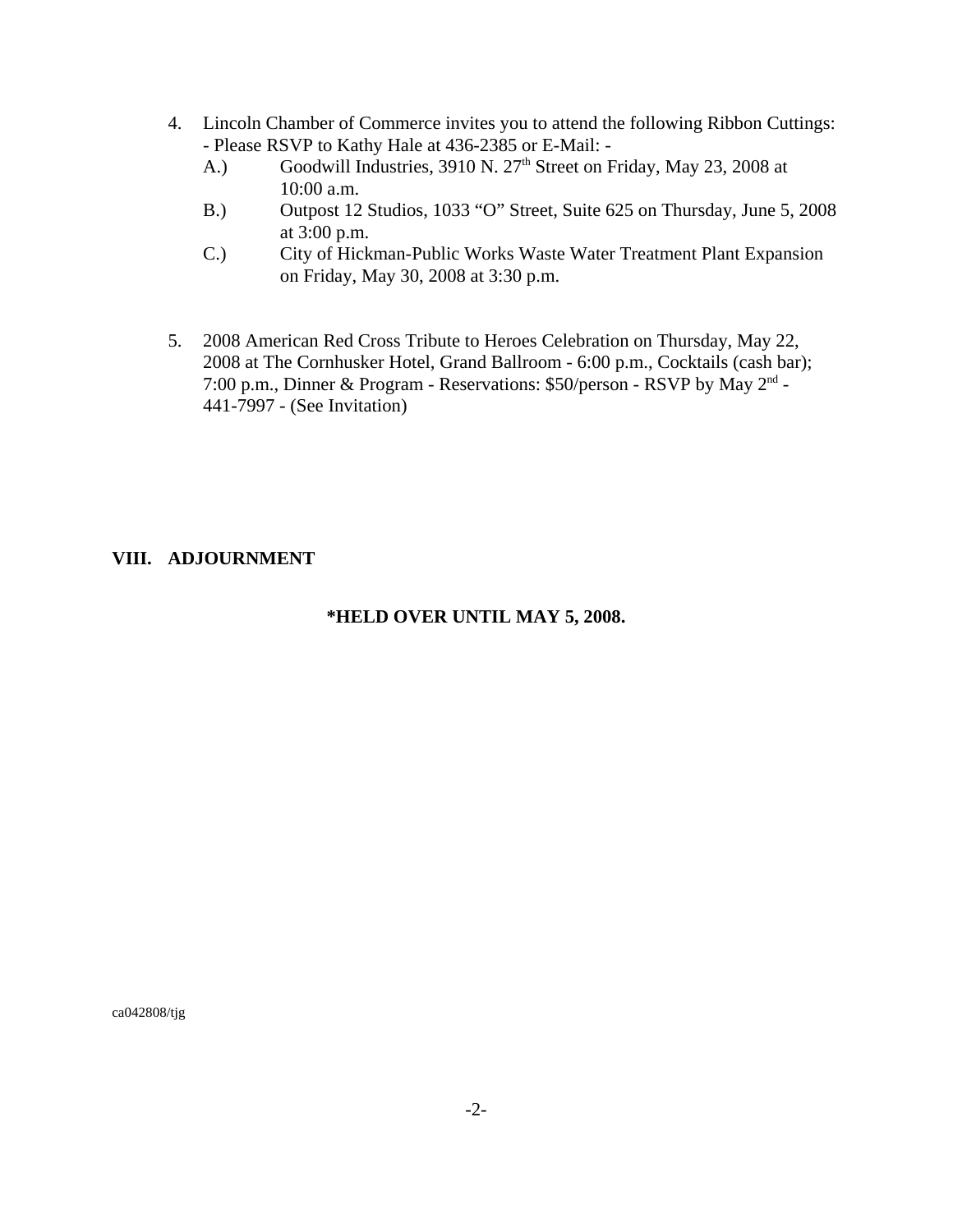4. Lincoln Chamber of Commerce invites you to attend the following Ribbon Cuttings: - Please RSVP to Kathy Hale at 436-2385 or E-Mail: -
   - A.) Goodwill Industries, 3910 N. 27th Street on Friday, May 23, 2008 at 10:00 a.m.
   - B.) Outpost 12 Studios, 1033 "O" Street, Suite 625 on Thursday, June 5, 2008 at 3:00 p.m.
   - C.) City of Hickman-Public Works Waste Water Treatment Plant Expansion on Friday, May 30, 2008 at 3:30 p.m.

5. 2008 American Red Cross Tribute to Heroes Celebration on Thursday, May 22, 2008 at The Cornhusker Hotel, Grand Ballroom - 6:00 p.m., Cocktails (cash bar); 7:00 p.m., Dinner & Program - Reservations: $50/person - RSVP by May 2nd - 441-7997 - (See Invitation)

**VIII. ADJOURNMENT**

**\*HELD OVER UNTIL MAY 5, 2008.**

ca042808/tjg